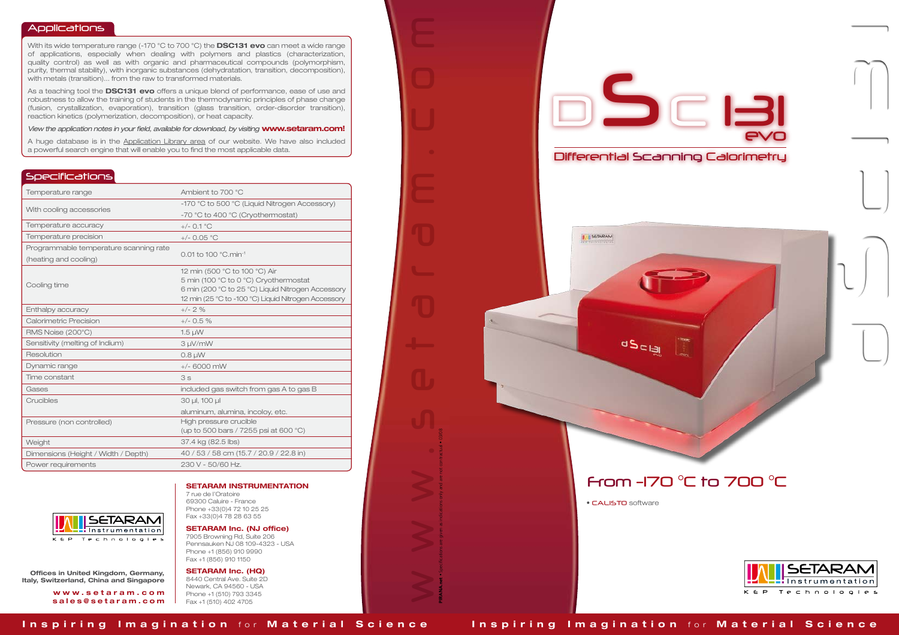# DSC 131 evo

## Differential Scanning Calorimetry

## From -170 °C to 700 °C

- CALISTO software

## Applications

With its wide temperature range (-170 °C to 700 °C) the **DSC131 evo** can meet a wide range of applications, especially when dealing with polymers and plastics (characterization, quality control) as well as with organic and pharmaceutical compounds (polymorphism, purity, thermal stability), with inorganic substances (dehydratation, transition, decomposition), with metals (transition)... from the raw to transformed materials.

As a teaching tool the **DSC131 evo** offers a unique blend of performance, ease of use and robustness to allow the training of students in the thermodynamic principles of phase change (fusion, crystallization, evaporation), transition (glass transition, order-disorder transition), reaction kinetics (polymerization, decomposition), or heat capacity.

*View the application notes in your field, available for download, by visiting* **www.setaram.com!**

A huge database is in the Application Library area of our website. We have also included a powerful search engine that will enable you to find the most applicable data.

## Specifications

| | |
|---|---|
| Temperature range | Ambient to 700 °C |
| With cooling accessories | -170 °C to 500 °C (Liquid Nitrogen Accessory)<br>-70 °C to 400 °C (Cryothermostat) |
| Temperature accuracy | +/- 0.1 °C |
| Temperature precision | +/- 0.05 °C |
| Programmable temperature scanning rate (heating and cooling) | 0.01 to 100 °C.min$^{-1}$ |
| Cooling time | 12 min (500 °C to 100 °C) Air<br>5 min (100 °C to 0 °C) Cryothermostat<br>6 min (200 °C to 25 °C) Liquid Nitrogen Accessory<br>12 min (25 °C to -100 °C) Liquid Nitrogen Accessory |
| Enthalpy accuracy | +/- 2 % |
| Calorimetric Precision | +/- 0.5 % |
| RMS Noise (200°C) | 1.5 µW |
| Sensitivity (melting of Indium) | 3 µV/mW |
| Resolution | 0.8 µW |
| Dynamic range | +/- 6000 mW |
| Time constant | 3 s |
| Gases | included gas switch from gas A to gas B |
| Crucibles | 30 µl, 100 µl<br>aluminum, alumina, incoloy, etc. |
| Pressure (non controlled) | High pressure crucible<br>(up to 500 bars / 7255 psi at 600 °C) |
| Weight | 37.4 kg (82.5 lbs) |
| Dimensions (Height / Width / Depth) | 40 / 53 / 58 cm (15.7 / 20.9 / 22.8 in) |
| Power requirements | 230 V - 50/60 Hz. |

SETARAM Instrumentation
KEP Technologies

**Offices in United Kingdom, Germany, Italy, Switzerland, China and Singapore**

**www.setaram.com**
**sales@setaram.com**

**SETARAM INSTRUMENTATION**
7 rue de l'Oratoire
69300 Caluire - France
Phone +33(0)4 72 10 25 25
Fax +33(0)4 78 28 63 55

**SETARAM Inc. (NJ office)**
7905 Browning Rd, Suite 206
Pennsauken NJ 08 109-4323 - USA
Phone +1 (856) 910 9990
Fax +1 (856) 910 1150

**SETARAM Inc. (HQ)**
8440 Central Ave. Suite 2D
Newark, CA 94560 - USA
Phone +1 (510) 793 3345
Fax +1 (510) 402 4705

www.setaram.com

**Inspiring Imagination** for **Material Science**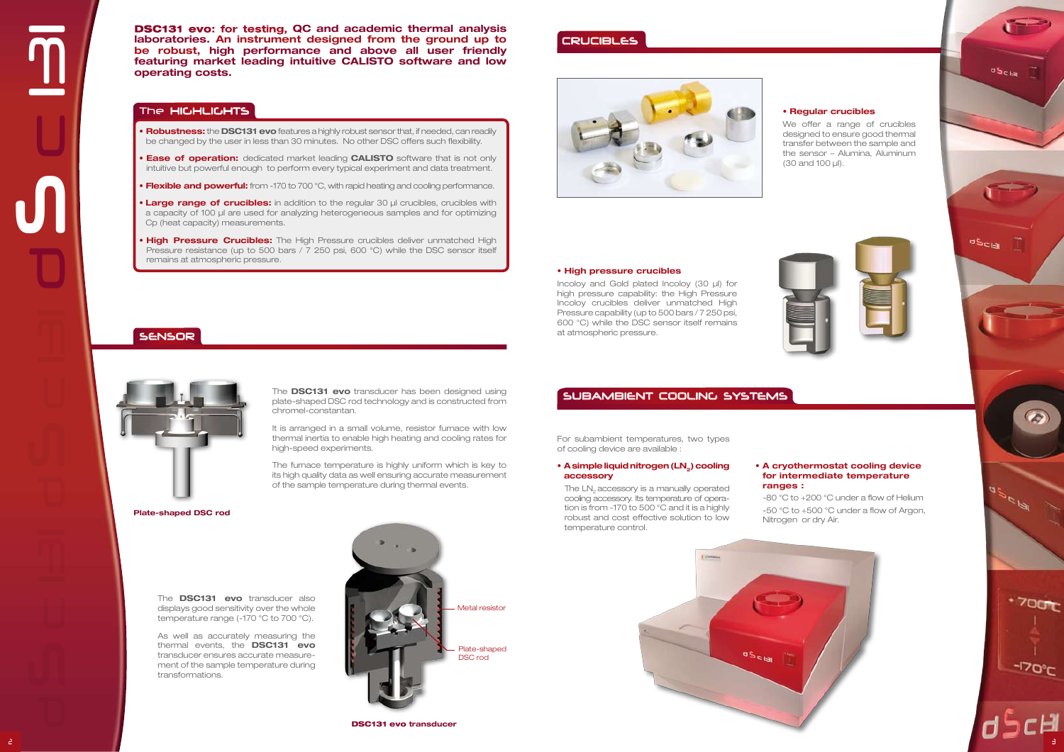**DSC131 evo: for testing, QC and academic thermal analysis laboratories. An instrument designed from the ground up to be robust, high performance and above all user friendly featuring market leading intuitive CALISTO software and low operating costs.**

## The HIGHLIGHTS

- **Robustness:** the **DSC131 evo** features a highly robust sensor that, if needed, can readily be changed by the user in less than 30 minutes. No other DSC offers such flexibility.
- **Ease of operation:** dedicated market leading **CALISTO** software that is not only intuitive but powerful enough to perform every typical experiment and data treatment.
- **Flexible and powerful:** from -170 to 700 °C, with rapid heating and cooling performance.
- **Large range of crucibles:** in addition to the regular 30 µl crucibles, crucibles with a capacity of 100 µl are used for analyzing heterogeneous samples and for optimizing Cp (heat capacity) measurements.
- **High Pressure Crucibles:** The High Pressure crucibles deliver unmatched High Pressure resistance (up to 500 bars / 7 250 psi, 600 °C) while the DSC sensor itself remains at atmospheric pressure.

## SENSOR

Plate-shaped DSC rod

The **DSC131 evo** transducer has been designed using plate-shaped DSC rod technology and is constructed from chromel-constantan.

It is arranged in a small volume, resistor furnace with low thermal inertia to enable high heating and cooling rates for high-speed experiments.

The furnace temperature is highly uniform which is key to its high quality data as well ensuring accurate measurement of the sample temperature during thermal events.

The **DSC131 evo** transducer also displays good sensitivity over the whole temperature range (-170 °C to 700 °C).

As well as accurately measuring the thermal events, the **DSC131 evo** transducer ensures accurate measurement of the sample temperature during transformations.

Metal resistor

Plate-shaped DSC rod

**DSC131 evo transducer**

## CRUCIBLES

- **Regular crucibles**

We offer a range of crucibles designed to ensure good thermal transfer between the sample and the sensor – Alumina, Aluminum (30 and 100 µl).

- **High pressure crucibles**

Incoloy and Gold plated Incoloy (30 µl) for high pressure capability: the High Pressure Incoloy crucibles deliver unmatched High Pressure capability (up to 500 bars / 7 250 psi, 600 °C) while the DSC sensor itself remains at atmospheric pressure.

## SUBAMBIENT COOLING SYSTEMS

For subambient temperatures, two types of cooling device are available :

- **A simple liquid nitrogen ($LN_2$) cooling accessory**

The $LN_2$ accessory is a manually operated cooling accessory. Its temperature of operation is from -170 to 500 °C and it is a highly robust and cost effective solution to low temperature control.

- **A cryothermostat cooling device for intermediate temperature ranges :**

-80 °C to +200 °C under a flow of Helium

-50 °C to +500 °C under a flow of Argon, Nitrogen or dry Air.